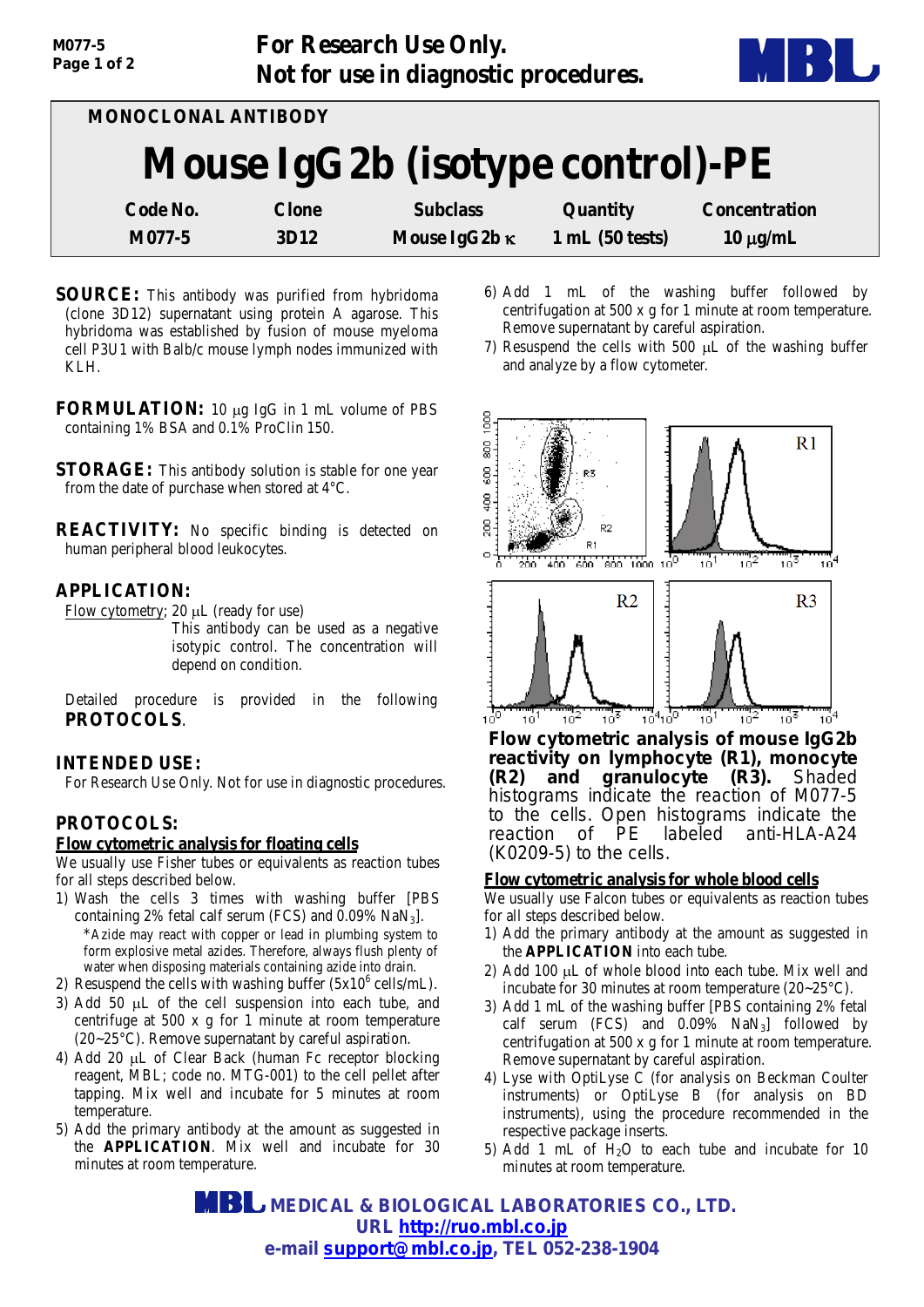For Research Use Only.
Not for use in diagnostic procedures.

MONOCLONAL ANTIBODY

# Mouse IgG2b (isotype control)-PE

| Code No. | Clone | Subclass | Quantity | Concentration |
|---|---|---|---|---|
| M077-5 | 3D12 | Mouse IgG2b κ | 1 mL (50 tests) | 10 μg/mL |

**SOURCE:** This antibody was purified from hybridoma (clone 3D12) supernatant using protein A agarose. This hybridoma was established by fusion of mouse myeloma cell P3U1 with Balb/c mouse lymph nodes immunized with KLH.

**FORMULATION:** 10 μg IgG in 1 mL volume of PBS containing 1% BSA and 0.1% ProClin 150.

**STORAGE:** This antibody solution is stable for one year from the date of purchase when stored at 4°C.

**REACTIVITY:** No specific binding is detected on human peripheral blood leukocytes.

**APPLICATION:**

Flow cytometry; 20 μL (ready for use)
This antibody can be used as a negative isotypic control. The concentration will depend on condition.

Detailed procedure is provided in the following **PROTOCOLS**.

**INTENDED USE:**

For Research Use Only. Not for use in diagnostic procedures.

**PROTOCOLS:**

**Flow cytometric analysis for floating cells**

We usually use Fisher tubes or equivalents as reaction tubes for all steps described below.

1) Wash the cells 3 times with washing buffer [PBS containing 2% fetal calf serum (FCS) and 0.09% $NaN_3$].
   *Azide may react with copper or lead in plumbing system to form explosive metal azides. Therefore, always flush plenty of water when disposing materials containing azide into drain.
2) Resuspend the cells with washing buffer ($5x10^6$ cells/mL).
3) Add 50 μL of the cell suspension into each tube, and centrifuge at 500 x g for 1 minute at room temperature (20~25°C). Remove supernatant by careful aspiration.
4) Add 20 μL of Clear Back (human Fc receptor blocking reagent, MBL; code no. MTG-001) to the cell pellet after tapping. Mix well and incubate for 5 minutes at room temperature.
5) Add the primary antibody at the amount as suggested in the **APPLICATION**. Mix well and incubate for 30 minutes at room temperature.
6) Add 1 mL of the washing buffer followed by centrifugation at 500 x g for 1 minute at room temperature. Remove supernatant by careful aspiration.
7) Resuspend the cells with 500 μL of the washing buffer and analyze by a flow cytometer.

**Flow cytometric analysis of mouse IgG2b reactivity on lymphocyte (R1), monocyte (R2) and granulocyte (R3).** Shaded histograms indicate the reaction of M077-5 to the cells. Open histograms indicate the reaction of PE labeled anti-HLA-A24 (K0209-5) to the cells.

**Flow cytometric analysis for whole blood cells**

We usually use Falcon tubes or equivalents as reaction tubes for all steps described below.

1) Add the primary antibody at the amount as suggested in the **APPLICATION** into each tube.
2) Add 100 μL of whole blood into each tube. Mix well and incubate for 30 minutes at room temperature (20~25°C).
3) Add 1 mL of the washing buffer [PBS containing 2% fetal calf serum (FCS) and 0.09% $NaN_3$] followed by centrifugation at 500 x g for 1 minute at room temperature. Remove supernatant by careful aspiration.
4) Lyse with OptiLyse C (for analysis on Beckman Coulter instruments) or OptiLyse B (for analysis on BD instruments), using the procedure recommended in the respective package inserts.
5) Add 1 mL of $H_2O$ to each tube and incubate for 10 minutes at room temperature.

MBL MEDICAL & BIOLOGICAL LABORATORIES CO., LTD.
URL http://ruo.mbl.co.jp
e-mail support@mbl.co.jp, TEL 052-238-1904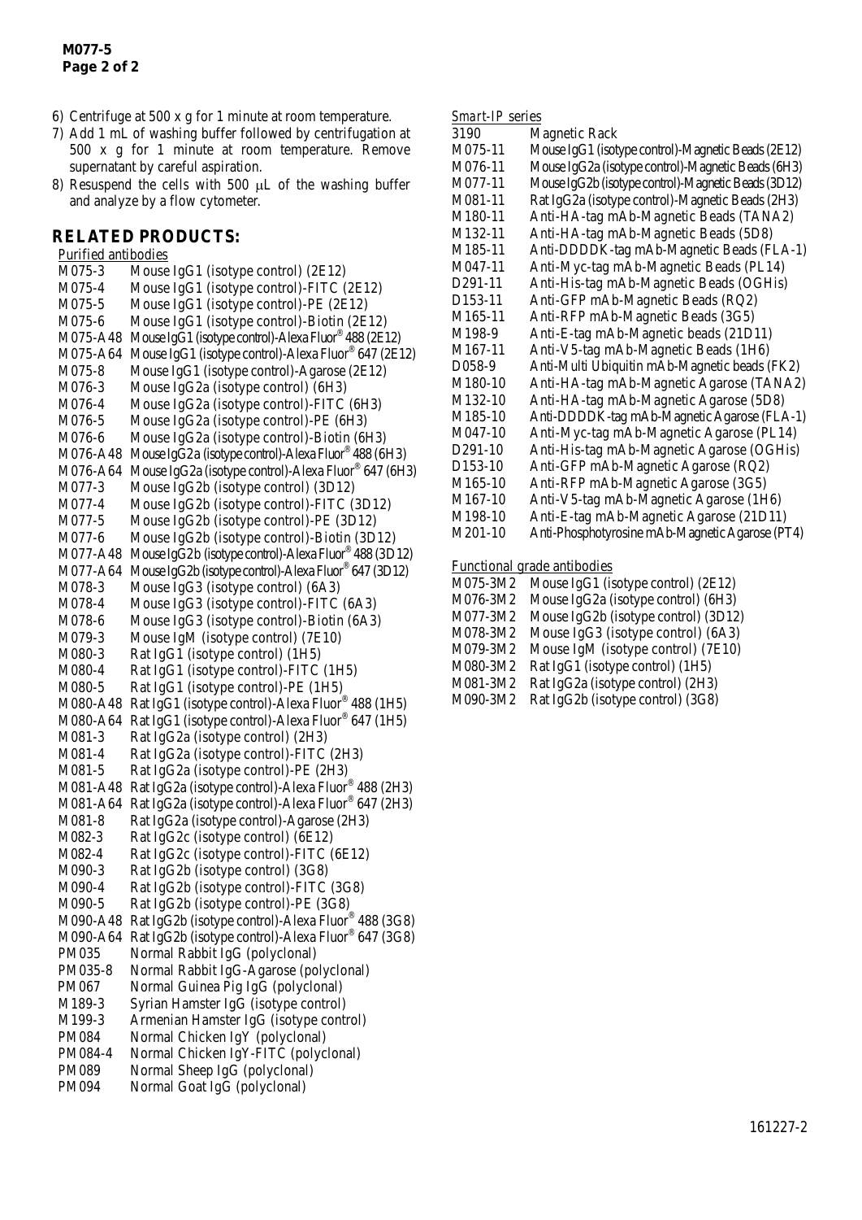6) Centrifuge at 500 x g for 1 minute at room temperature.
7) Add 1 mL of washing buffer followed by centrifugation at 500 x g for 1 minute at room temperature. Remove supernatant by careful aspiration.
8) Resuspend the cells with 500 μL of the washing buffer and analyze by a flow cytometer.

## RELATED PRODUCTS:

Purified antibodies

| | |
|---|---|
| M075-3 | Mouse IgG1 (isotype control) (2E12) |
| M075-4 | Mouse IgG1 (isotype control)-FITC (2E12) |
| M075-5 | Mouse IgG1 (isotype control)-PE (2E12) |
| M075-6 | Mouse IgG1 (isotype control)-Biotin (2E12) |
| M075-A48 | Mouse IgG1 (isotype control)-Alexa Fluor® 488 (2E12) |
| M075-A64 | Mouse IgG1 (isotype control)-Alexa Fluor® 647 (2E12) |
| M075-8 | Mouse IgG1 (isotype control)-Agarose (2E12) |
| M076-3 | Mouse IgG2a (isotype control) (6H3) |
| M076-4 | Mouse IgG2a (isotype control)-FITC (6H3) |
| M076-5 | Mouse IgG2a (isotype control)-PE (6H3) |
| M076-6 | Mouse IgG2a (isotype control)-Biotin (6H3) |
| M076-A48 | Mouse IgG2a (isotype control)-Alexa Fluor® 488 (6H3) |
| M076-A64 | Mouse IgG2a (isotype control)-Alexa Fluor® 647 (6H3) |
| M077-3 | Mouse IgG2b (isotype control) (3D12) |
| M077-4 | Mouse IgG2b (isotype control)-FITC (3D12) |
| M077-5 | Mouse IgG2b (isotype control)-PE (3D12) |
| M077-6 | Mouse IgG2b (isotype control)-Biotin (3D12) |
| M077-A48 | Mouse IgG2b (isotype control)-Alexa Fluor® 488 (3D12) |
| M077-A64 | Mouse IgG2b (isotype control)-Alexa Fluor® 647 (3D12) |
| M078-3 | Mouse IgG3 (isotype control) (6A3) |
| M078-4 | Mouse IgG3 (isotype control)-FITC (6A3) |
| M078-6 | Mouse IgG3 (isotype control)-Biotin (6A3) |
| M079-3 | Mouse IgM (isotype control) (7E10) |
| M080-3 | Rat IgG1 (isotype control) (1H5) |
| M080-4 | Rat IgG1 (isotype control)-FITC (1H5) |
| M080-5 | Rat IgG1 (isotype control)-PE (1H5) |
| M080-A48 | Rat IgG1 (isotype control)-Alexa Fluor® 488 (1H5) |
| M080-A64 | Rat IgG1 (isotype control)-Alexa Fluor® 647 (1H5) |
| M081-3 | Rat IgG2a (isotype control) (2H3) |
| M081-4 | Rat IgG2a (isotype control)-FITC (2H3) |
| M081-5 | Rat IgG2a (isotype control)-PE (2H3) |
| M081-A48 | Rat IgG2a (isotype control)-Alexa Fluor® 488 (2H3) |
| M081-A64 | Rat IgG2a (isotype control)-Alexa Fluor® 647 (2H3) |
| M081-8 | Rat IgG2a (isotype control)-Agarose (2H3) |
| M082-3 | Rat IgG2c (isotype control) (6E12) |
| M082-4 | Rat IgG2c (isotype control)-FITC (6E12) |
| M090-3 | Rat IgG2b (isotype control) (3G8) |
| M090-4 | Rat IgG2b (isotype control)-FITC (3G8) |
| M090-5 | Rat IgG2b (isotype control)-PE (3G8) |
| M090-A48 | Rat IgG2b (isotype control)-Alexa Fluor® 488 (3G8) |
| M090-A64 | Rat IgG2b (isotype control)-Alexa Fluor® 647 (3G8) |
| PM035 | Normal Rabbit IgG (polyclonal) |
| PM035-8 | Normal Rabbit IgG-Agarose (polyclonal) |
| PM067 | Normal Guinea Pig IgG (polyclonal) |
| M189-3 | Syrian Hamster IgG (isotype control) |
| M199-3 | Armenian Hamster IgG (isotype control) |
| PM084 | Normal Chicken IgY (polyclonal) |
| PM084-4 | Normal Chicken IgY-FITC (polyclonal) |
| PM089 | Normal Sheep IgG (polyclonal) |
| PM094 | Normal Goat IgG (polyclonal) |

*Smart-IP series*

| | |
|---|---|
| 3190 | Magnetic Rack |
| M075-11 | Mouse IgG1 (isotype control)-Magnetic Beads (2E12) |
| M076-11 | Mouse IgG2a (isotype control)-Magnetic Beads (6H3) |
| M077-11 | Mouse IgG2b (isotype control)-Magnetic Beads (3D12) |
| M081-11 | Rat IgG2a (isotype control)-Magnetic Beads (2H3) |
| M180-11 | Anti-HA-tag mAb-Magnetic Beads (TANA2) |
| M132-11 | Anti-HA-tag mAb-Magnetic Beads (5D8) |
| M185-11 | Anti-DDDDK-tag mAb-Magnetic Beads (FLA-1) |
| M047-11 | Anti-Myc-tag mAb-Magnetic Beads (PL14) |
| D291-11 | Anti-His-tag mAb-Magnetic Beads (OGHis) |
| D153-11 | Anti-GFP mAb-Magnetic Beads (RQ2) |
| M165-11 | Anti-RFP mAb-Magnetic Beads (3G5) |
| M198-9 | Anti-E-tag mAb-Magnetic beads (21D11) |
| M167-11 | Anti-V5-tag mAb-Magnetic Beads (1H6) |
| D058-9 | Anti-Multi Ubiquitin mAb-Magnetic beads (FK2) |
| M180-10 | Anti-HA-tag mAb-Magnetic Agarose (TANA2) |
| M132-10 | Anti-HA-tag mAb-Magnetic Agarose (5D8) |
| M185-10 | Anti-DDDDK-tag mAb-Magnetic Agarose (FLA-1) |
| M047-10 | Anti-Myc-tag mAb-Magnetic Agarose (PL14) |
| D291-10 | Anti-His-tag mAb-Magnetic Agarose (OGHis) |
| D153-10 | Anti-GFP mAb-Magnetic Agarose (RQ2) |
| M165-10 | Anti-RFP mAb-Magnetic Agarose (3G5) |
| M167-10 | Anti-V5-tag mAb-Magnetic Agarose (1H6) |
| M198-10 | Anti-E-tag mAb-Magnetic Agarose (21D11) |
| M201-10 | Anti-Phosphotyrosine mAb-Magnetic Agarose (PT4) |

Functional grade antibodies

| | |
|---|---|
| M075-3M2 | Mouse IgG1 (isotype control) (2E12) |
| M076-3M2 | Mouse IgG2a (isotype control) (6H3) |
| M077-3M2 | Mouse IgG2b (isotype control) (3D12) |
| M078-3M2 | Mouse IgG3 (isotype control) (6A3) |
| M079-3M2 | Mouse IgM (isotype control) (7E10) |
| M080-3M2 | Rat IgG1 (isotype control) (1H5) |
| M081-3M2 | Rat IgG2a (isotype control) (2H3) |
| M090-3M2 | Rat IgG2b (isotype control) (3G8) |

161227-2